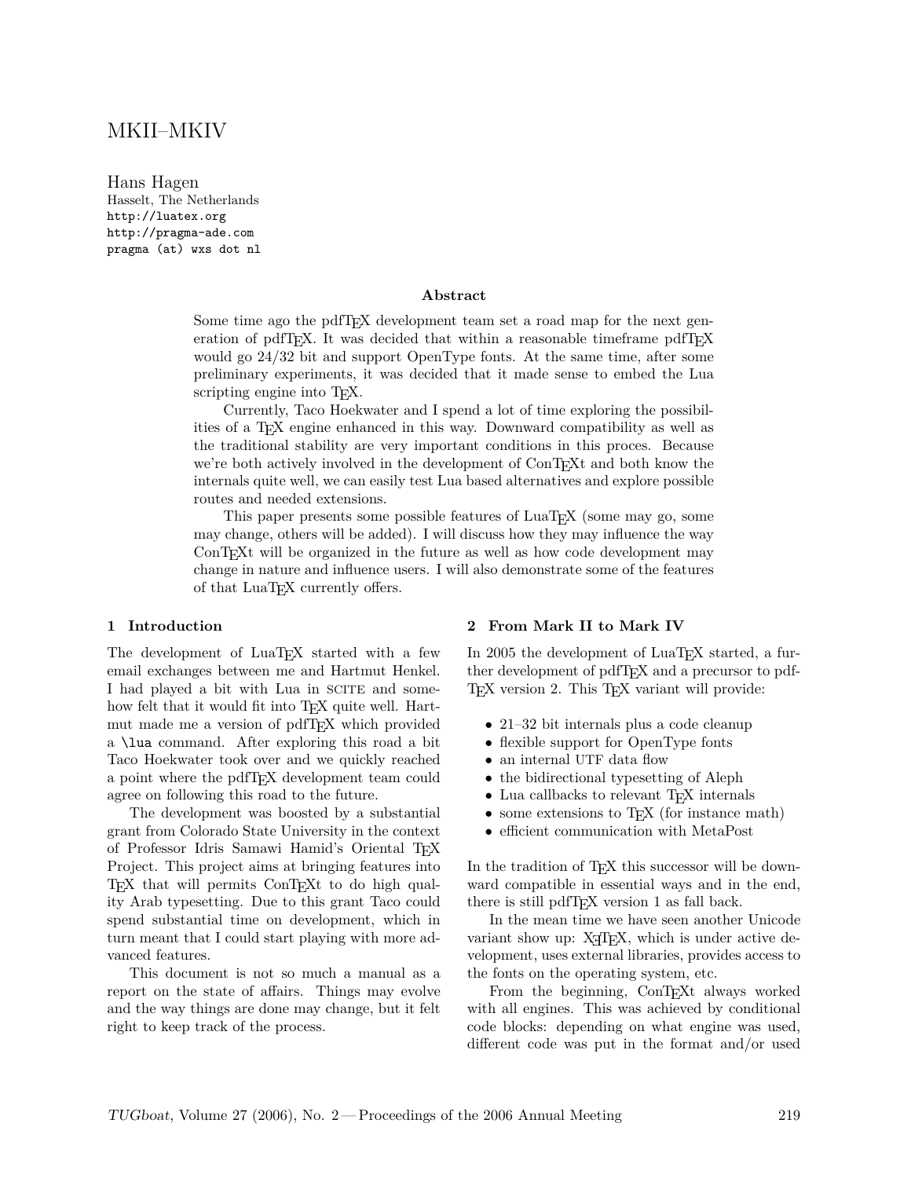# MKII–MKIV

Hans Hagen
Hasselt, The Netherlands
http://luatex.org
http://pragma-ade.com
pragma (at) wxs dot nl

### Abstract

Some time ago the pdfTEX development team set a road map for the next generation of pdfTEX. It was decided that within a reasonable timeframe pdfTEX would go 24/32 bit and support OpenType fonts. At the same time, after some preliminary experiments, it was decided that it made sense to embed the Lua scripting engine into TEX.

Currently, Taco Hoekwater and I spend a lot of time exploring the possibilities of a TEX engine enhanced in this way. Downward compatibility as well as the traditional stability are very important conditions in this proces. Because we're both actively involved in the development of ConTEXt and both know the internals quite well, we can easily test Lua based alternatives and explore possible routes and needed extensions.

This paper presents some possible features of LuaTEX (some may go, some may change, others will be added). I will discuss how they may influence the way ConTEXt will be organized in the future as well as how code development may change in nature and influence users. I will also demonstrate some of the features of that LuaTEX currently offers.

## 1 Introduction

The development of LuaTEX started with a few email exchanges between me and Hartmut Henkel. I had played a bit with Lua in SCITE and somehow felt that it would fit into TEX quite well. Hartmut made me a version of pdfTEX which provided a `\lua` command. After exploring this road a bit Taco Hoekwater took over and we quickly reached a point where the pdfTEX development team could agree on following this road to the future.

The development was boosted by a substantial grant from Colorado State University in the context of Professor Idris Samawi Hamid's Oriental TEX Project. This project aims at bringing features into TEX that will permits ConTEXt to do high quality Arab typesetting. Due to this grant Taco could spend substantial time on development, which in turn meant that I could start playing with more advanced features.

This document is not so much a manual as a report on the state of affairs. Things may evolve and the way things are done may change, but it felt right to keep track of the process.

## 2 From Mark II to Mark IV

In 2005 the development of LuaTEX started, a further development of pdfTEX and a precursor to pdfTEX version 2. This TEX variant will provide:

- 21–32 bit internals plus a code cleanup
- flexible support for OpenType fonts
- an internal UTF data flow
- the bidirectional typesetting of Aleph
- Lua callbacks to relevant TEX internals
- some extensions to TEX (for instance math)
- efficient communication with MetaPost

In the tradition of TEX this successor will be downward compatible in essential ways and in the end, there is still pdfTEX version 1 as fall back.

In the mean time we have seen another Unicode variant show up: XƎTEX, which is under active development, uses external libraries, provides access to the fonts on the operating system, etc.

From the beginning, ConTEXt always worked with all engines. This was achieved by conditional code blocks: depending on what engine was used, different code was put in the format and/or used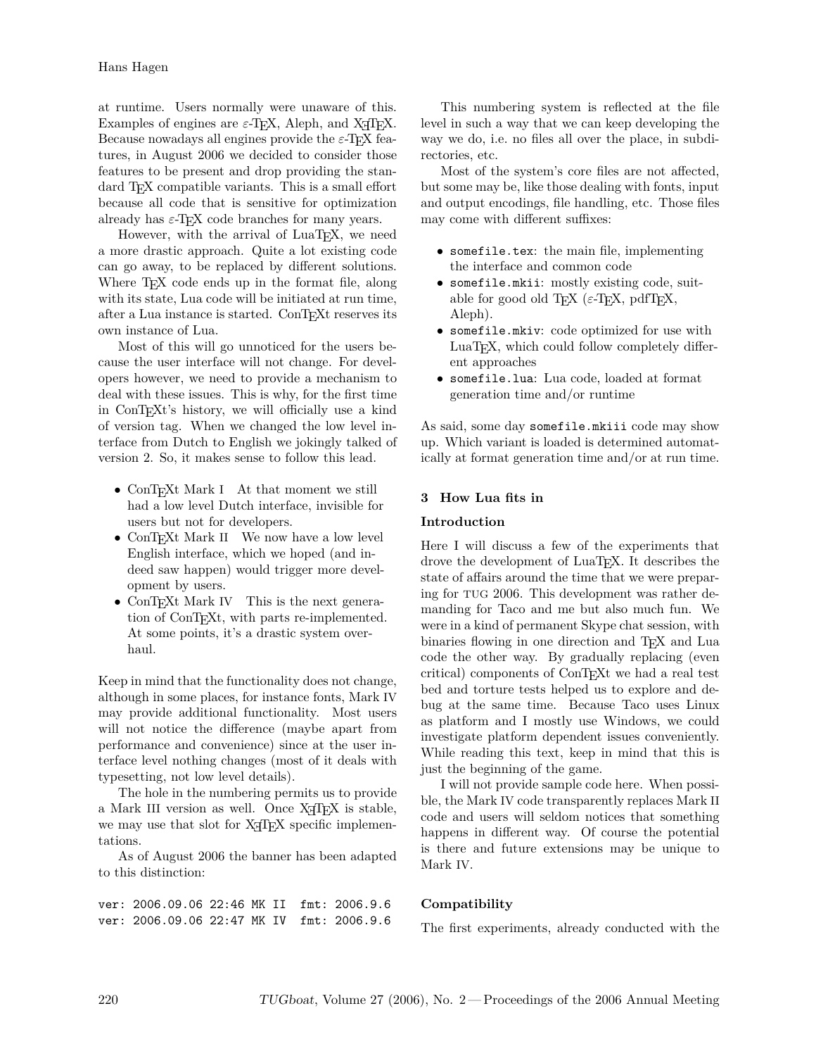at runtime. Users normally were unaware of this. Examples of engines are ε-TeX, Aleph, and XeTeX. Because nowadays all engines provide the ε-TeX features, in August 2006 we decided to consider those features to be present and drop providing the standard TeX compatible variants. This is a small effort because all code that is sensitive for optimization already has ε-TeX code branches for many years.

However, with the arrival of LuaTeX, we need a more drastic approach. Quite a lot existing code can go away, to be replaced by different solutions. Where TeX code ends up in the format file, along with its state, Lua code will be initiated at run time, after a Lua instance is started. ConTeXt reserves its own instance of Lua.

Most of this will go unnoticed for the users because the user interface will not change. For developers however, we need to provide a mechanism to deal with these issues. This is why, for the first time in ConTeXt's history, we will officially use a kind of version tag. When we changed the low level interface from Dutch to English we jokingly talked of version 2. So, it makes sense to follow this lead.

- ConTeXt Mark I   At that moment we still had a low level Dutch interface, invisible for users but not for developers.
- ConTeXt Mark II   We now have a low level English interface, which we hoped (and indeed saw happen) would trigger more development by users.
- ConTeXt Mark IV   This is the next generation of ConTeXt, with parts re-implemented. At some points, it's a drastic system overhaul.

Keep in mind that the functionality does not change, although in some places, for instance fonts, Mark IV may provide additional functionality. Most users will not notice the difference (maybe apart from performance and convenience) since at the user interface level nothing changes (most of it deals with typesetting, not low level details).

The hole in the numbering permits us to provide a Mark III version as well. Once XeTeX is stable, we may use that slot for XeTeX specific implementations.

As of August 2006 the banner has been adapted to this distinction:

```
ver: 2006.09.06 22:46 MK II  fmt: 2006.9.6
ver: 2006.09.06 22:47 MK IV  fmt: 2006.9.6
```

This numbering system is reflected at the file level in such a way that we can keep developing the way we do, i.e. no files all over the place, in subdirectories, etc.

Most of the system's core files are not affected, but some may be, like those dealing with fonts, input and output encodings, file handling, etc. Those files may come with different suffixes:

- `somefile.tex`: the main file, implementing the interface and common code
- `somefile.mkii`: mostly existing code, suitable for good old TeX (ε-TeX, pdfTeX, Aleph).
- `somefile.mkiv`: code optimized for use with LuaTeX, which could follow completely different approaches
- `somefile.lua`: Lua code, loaded at format generation time and/or runtime

As said, some day `somefile.mkiii` code may show up. Which variant is loaded is determined automatically at format generation time and/or at run time.

## 3 How Lua fits in

### Introduction

Here I will discuss a few of the experiments that drove the development of LuaTeX. It describes the state of affairs around the time that we were preparing for TUG 2006. This development was rather demanding for Taco and me but also much fun. We were in a kind of permanent Skype chat session, with binaries flowing in one direction and TeX and Lua code the other way. By gradually replacing (even critical) components of ConTeXt we had a real test bed and torture tests helped us to explore and debug at the same time. Because Taco uses Linux as platform and I mostly use Windows, we could investigate platform dependent issues conveniently. While reading this text, keep in mind that this is just the beginning of the game.

I will not provide sample code here. When possible, the Mark IV code transparently replaces Mark II code and users will seldom notices that something happens in different way. Of course the potential is there and future extensions may be unique to Mark IV.

### Compatibility

The first experiments, already conducted with the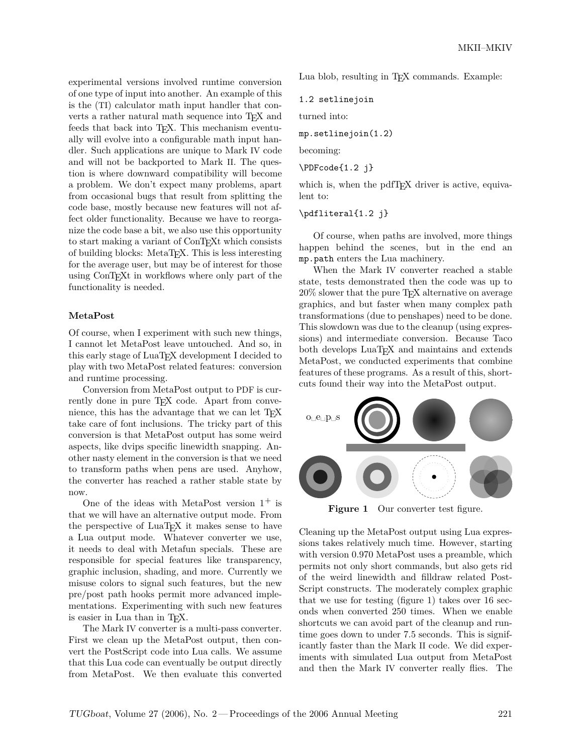experimental versions involved runtime conversion of one type of input into another. An example of this is the (TI) calculator math input handler that converts a rather natural math sequence into TeX and feeds that back into TeX. This mechanism eventually will evolve into a configurable math input handler. Such applications are unique to Mark IV code and will not be backported to Mark II. The question is where downward compatibility will become a problem. We don't expect many problems, apart from occasional bugs that result from splitting the code base, mostly because new features will not affect older functionality. Because we have to reorganize the code base a bit, we also use this opportunity to start making a variant of ConTeXt which consists of building blocks: MetaTeX. This is less interesting for the average user, but may be of interest for those using ConTeXt in workflows where only part of the functionality is needed.

**MetaPost**

Of course, when I experiment with such new things, I cannot let MetaPost leave untouched. And so, in this early stage of LuaTeX development I decided to play with two MetaPost related features: conversion and runtime processing.

Conversion from MetaPost output to PDF is currently done in pure TeX code. Apart from convenience, this has the advantage that we can let TeX take care of font inclusions. The tricky part of this conversion is that MetaPost output has some weird aspects, like dvips specific linewidth snapping. Another nasty element in the conversion is that we need to transform paths when pens are used. Anyhow, the converter has reached a rather stable state by now.

One of the ideas with MetaPost version $1^+$ is that we will have an alternative output mode. From the perspective of LuaTeX it makes sense to have a Lua output mode. Whatever converter we use, it needs to deal with Metafun specials. These are responsible for special features like transparency, graphic inclusion, shading, and more. Currently we misuse colors to signal such features, but the new pre/post path hooks permit more advanced implementations. Experimenting with such new features is easier in Lua than in TeX.

The Mark IV converter is a multi-pass converter. First we clean up the MetaPost output, then convert the PostScript code into Lua calls. We assume that this Lua code can eventually be output directly from MetaPost. We then evaluate this converted Lua blob, resulting in TeX commands. Example:

```
1.2 setlinejoin
```

turned into:

```
mp.setlinejoin(1.2)
```

becoming:

```
\PDFcode{1.2 j}
```

which is, when the pdfTeX driver is active, equivalent to:

```
\pdfliteral{1.2 j}
```

Of course, when paths are involved, more things happen behind the scenes, but in the end an `mp.path` enters the Lua machinery.

When the Mark IV converter reached a stable state, tests demonstrated then the code was up to 20% slower that the pure TeX alternative on average graphics, and but faster when many complex path transformations (due to penshapes) need to be done. This slowdown was due to the cleanup (using expressions) and intermediate conversion. Because Taco both develops LuaTeX and maintains and extends MetaPost, we conducted experiments that combine features of these programs. As a result of this, shortcuts found their way into the MetaPost output.

o␣e␣p␣s

**Figure 1** Our converter test figure.

Cleaning up the MetaPost output using Lua expressions takes relatively much time. However, starting with version 0.970 MetaPost uses a preamble, which permits not only short commands, but also gets rid of the weird linewidth and filldraw related PostScript constructs. The moderately complex graphic that we use for testing (figure 1) takes over 16 seconds when converted 250 times. When we enable shortcuts we can avoid part of the cleanup and runtime goes down to under 7.5 seconds. This is significantly faster than the Mark II code. We did experiments with simulated Lua output from MetaPost and then the Mark IV converter really flies. The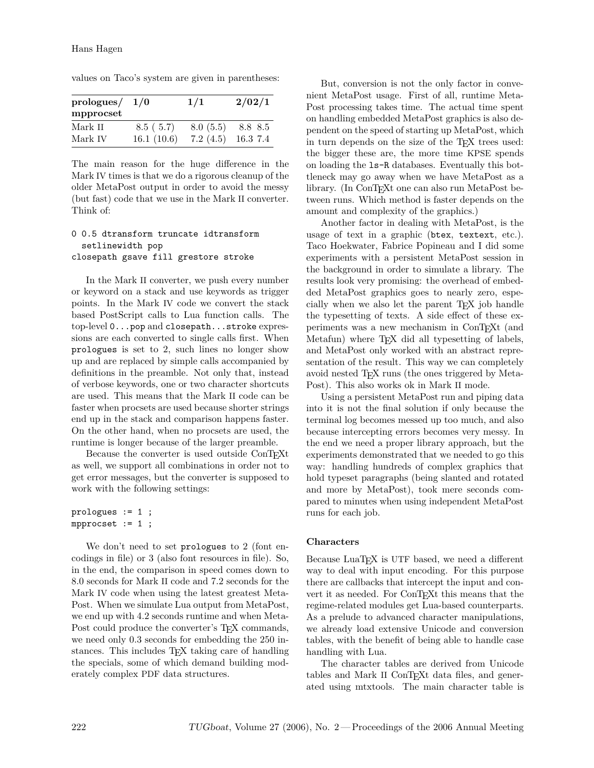values on Taco's system are given in parentheses:

| prologues/ mpprocset | 1/0 | 1/1 | 2/02/1 |
|---|---|---|---|
| Mark II | 8.5 ( 5.7) | 8.0 (5.5) | 8.8 8.5 |
| Mark IV | 16.1 (10.6) | 7.2 (4.5) | 16.3 7.4 |

The main reason for the huge difference in the Mark IV times is that we do a rigorous cleanup of the older MetaPost output in order to avoid the messy (but fast) code that we use in the Mark II converter. Think of:

```
0 0.5 dtransform truncate idtransform
  setlinewidth pop
closepath gsave fill grestore stroke
```

In the Mark II converter, we push every number or keyword on a stack and use keywords as trigger points. In the Mark IV code we convert the stack based PostScript calls to Lua function calls. The top-level `0...pop` and `closepath...stroke` expressions are each converted to single calls first. When `prologues` is set to 2, such lines no longer show up and are replaced by simple calls accompanied by definitions in the preamble. Not only that, instead of verbose keywords, one or two character shortcuts are used. This means that the Mark II code can be faster when procsets are used because shorter strings end up in the stack and comparison happens faster. On the other hand, when no procsets are used, the runtime is longer because of the larger preamble.

Because the converter is used outside ConTEXt as well, we support all combinations in order not to get error messages, but the converter is supposed to work with the following settings:

```
prologues := 1 ;
mpprocset := 1 ;
```

We don't need to set `prologues` to 2 (font encodings in file) or 3 (also font resources in file). So, in the end, the comparison in speed comes down to 8.0 seconds for Mark II code and 7.2 seconds for the Mark IV code when using the latest greatest MetaPost. When we simulate Lua output from MetaPost, we end up with 4.2 seconds runtime and when MetaPost could produce the converter's TEX commands, we need only 0.3 seconds for embedding the 250 instances. This includes TEX taking care of handling the specials, some of which demand building moderately complex PDF data structures.

But, conversion is not the only factor in convenient MetaPost usage. First of all, runtime MetaPost processing takes time. The actual time spent on handling embedded MetaPost graphics is also dependent on the speed of starting up MetaPost, which in turn depends on the size of the TEX trees used: the bigger these are, the more time KPSE spends on loading the `ls-R` databases. Eventually this bottleneck may go away when we have MetaPost as a library. (In ConTEXt one can also run MetaPost between runs. Which method is faster depends on the amount and complexity of the graphics.)

Another factor in dealing with MetaPost, is the usage of text in a graphic (`btex`, `textext`, etc.). Taco Hoekwater, Fabrice Popineau and I did some experiments with a persistent MetaPost session in the background in order to simulate a library. The results look very promising: the overhead of embedded MetaPost graphics goes to nearly zero, especially when we also let the parent TEX job handle the typesetting of texts. A side effect of these experiments was a new mechanism in ConTEXt (and Metafun) where TEX did all typesetting of labels, and MetaPost only worked with an abstract representation of the result. This way we can completely avoid nested TEX runs (the ones triggered by MetaPost). This also works ok in Mark II mode.

Using a persistent MetaPost run and piping data into it is not the final solution if only because the terminal log becomes messed up too much, and also because intercepting errors becomes very messy. In the end we need a proper library approach, but the experiments demonstrated that we needed to go this way: handling hundreds of complex graphics that hold typeset paragraphs (being slanted and rotated and more by MetaPost), took mere seconds compared to minutes when using independent MetaPost runs for each job.

### Characters

Because LuaTEX is UTF based, we need a different way to deal with input encoding. For this purpose there are callbacks that intercept the input and convert it as needed. For ConTEXt this means that the regime-related modules get Lua-based counterparts. As a prelude to advanced character manipulations, we already load extensive Unicode and conversion tables, with the benefit of being able to handle case handling with Lua.

The character tables are derived from Unicode tables and Mark II ConTEXt data files, and generated using mtxtools. The main character table is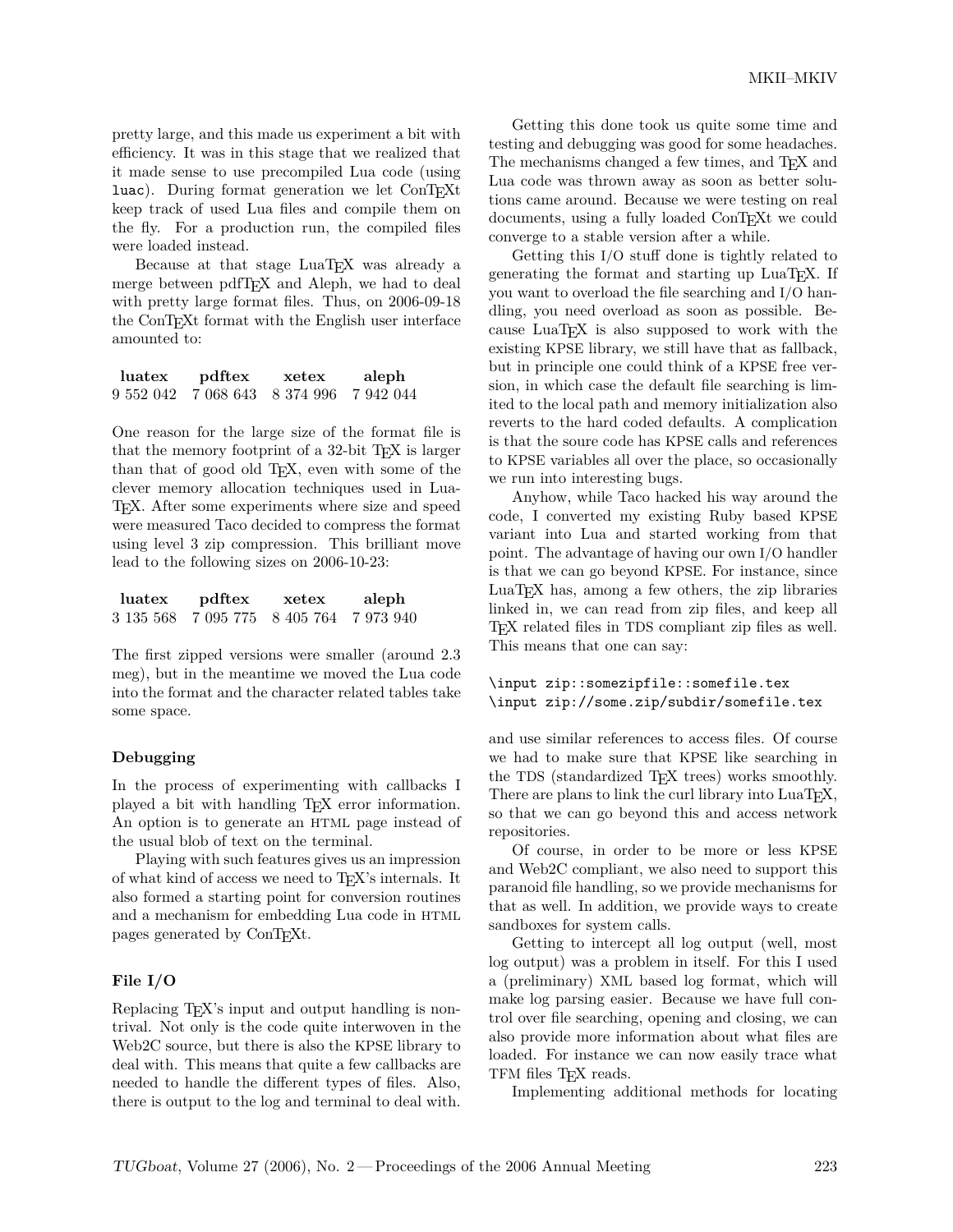pretty large, and this made us experiment a bit with efficiency. It was in this stage that we realized that it made sense to use precompiled Lua code (using `luac`). During format generation we let ConTEXt keep track of used Lua files and compile them on the fly. For a production run, the compiled files were loaded instead.

Because at that stage LuaTEX was already a merge between pdfTEX and Aleph, we had to deal with pretty large format files. Thus, on 2006-09-18 the ConTEXt format with the English user interface amounted to:

| luatex | pdftex | xetex | aleph |
|---|---|---|---|
| 9 552 042 | 7 068 643 | 8 374 996 | 7 942 044 |

One reason for the large size of the format file is that the memory footprint of a 32-bit TEX is larger than that of good old TEX, even with some of the clever memory allocation techniques used in LuaTEX. After some experiments where size and speed were measured Taco decided to compress the format using level 3 zip compression. This brilliant move lead to the following sizes on 2006-10-23:

| luatex | pdftex | xetex | aleph |
|---|---|---|---|
| 3 135 568 | 7 095 775 | 8 405 764 | 7 973 940 |

The first zipped versions were smaller (around 2.3 meg), but in the meantime we moved the Lua code into the format and the character related tables take some space.

#### Debugging

In the process of experimenting with callbacks I played a bit with handling TEX error information. An option is to generate an HTML page instead of the usual blob of text on the terminal.

Playing with such features gives us an impression of what kind of access we need to TEX's internals. It also formed a starting point for conversion routines and a mechanism for embedding Lua code in HTML pages generated by ConTEXt.

#### File I/O

Replacing TEX's input and output handling is non-trivial. Not only is the code quite interwoven in the Web2C source, but there is also the KPSE library to deal with. This means that quite a few callbacks are needed to handle the different types of files. Also, there is output to the log and terminal to deal with.

Getting this done took us quite some time and testing and debugging was good for some headaches. The mechanisms changed a few times, and TEX and Lua code was thrown away as soon as better solutions came around. Because we were testing on real documents, using a fully loaded ConTEXt we could converge to a stable version after a while.

Getting this I/O stuff done is tightly related to generating the format and starting up LuaTEX. If you want to overload the file searching and I/O handling, you need overload as soon as possible. Because LuaTEX is also supposed to work with the existing KPSE library, we still have that as fallback, but in principle one could think of a KPSE free version, in which case the default file searching is limited to the local path and memory initialization also reverts to the hard coded defaults. A complication is that the soure code has KPSE calls and references to KPSE variables all over the place, so occasionally we run into interesting bugs.

Anyhow, while Taco hacked his way around the code, I converted my existing Ruby based KPSE variant into Lua and started working from that point. The advantage of having our own I/O handler is that we can go beyond KPSE. For instance, since LuaTEX has, among a few others, the zip libraries linked in, we can read from zip files, and keep all TEX related files in TDS compliant zip files as well. This means that one can say:

```
\input zip::somezipfile::somefile.tex
\input zip://some.zip/subdir/somefile.tex
```

and use similar references to access files. Of course we had to make sure that KPSE like searching in the TDS (standardized TEX trees) works smoothly. There are plans to link the curl library into LuaTEX, so that we can go beyond this and access network repositories.

Of course, in order to be more or less KPSE and Web2C compliant, we also need to support this paranoid file handling, so we provide mechanisms for that as well. In addition, we provide ways to create sandboxes for system calls.

Getting to intercept all log output (well, most log output) was a problem in itself. For this I used a (preliminary) XML based log format, which will make log parsing easier. Because we have full control over file searching, opening and closing, we can also provide more information about what files are loaded. For instance we can now easily trace what TFM files TEX reads.

Implementing additional methods for locating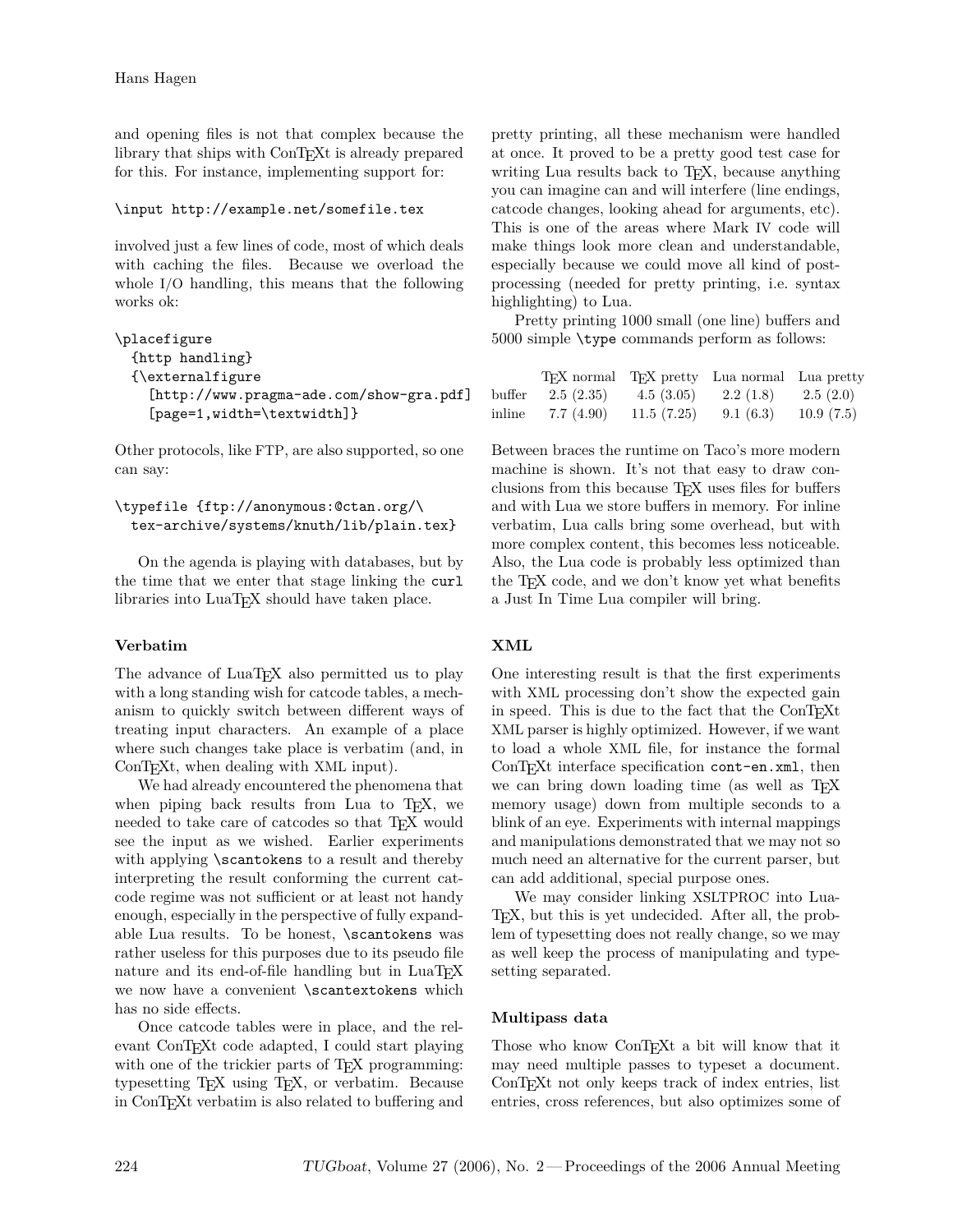and opening files is not that complex because the library that ships with ConTEXt is already prepared for this. For instance, implementing support for:

```
\input http://example.net/somefile.tex
```

involved just a few lines of code, most of which deals with caching the files. Because we overload the whole I/O handling, this means that the following works ok:

```
\placefigure
  {http handling}
  {\externalfigure
    [http://www.pragma-ade.com/show-gra.pdf]
    [page=1,width=\textwidth]}
```

Other protocols, like FTP, are also supported, so one can say:

```
\typefile {ftp://anonymous:@ctan.org/\
  tex-archive/systems/knuth/lib/plain.tex}
```

On the agenda is playing with databases, but by the time that we enter that stage linking the `curl` libraries into LuaTEX should have taken place.

### Verbatim

The advance of LuaTEX also permitted us to play with a long standing wish for catcode tables, a mechanism to quickly switch between different ways of treating input characters. An example of a place where such changes take place is verbatim (and, in ConTEXt, when dealing with XML input).

We had already encountered the phenomena that when piping back results from Lua to TEX, we needed to take care of catcodes so that TEX would see the input as we wished. Earlier experiments with applying `\scantokens` to a result and thereby interpreting the result conforming the current catcode regime was not sufficient or at least not handy enough, especially in the perspective of fully expandable Lua results. To be honest, `\scantokens` was rather useless for this purposes due to its pseudo file nature and its end-of-file handling but in LuaTEX we now have a convenient `\scantextokens` which has no side effects.

Once catcode tables were in place, and the relevant ConTEXt code adapted, I could start playing with one of the trickier parts of TEX programming: typesetting TEX using TEX, or verbatim. Because in ConTEXt verbatim is also related to buffering and pretty printing, all these mechanism were handled at once. It proved to be a pretty good test case for writing Lua results back to TEX, because anything you can imagine can and will interfere (line endings, catcode changes, looking ahead for arguments, etc). This is one of the areas where Mark IV code will make things look more clean and understandable, especially because we could move all kind of post-processing (needed for pretty printing, i.e. syntax highlighting) to Lua.

Pretty printing 1000 small (one line) buffers and 5000 simple `\type` commands perform as follows:

| | TEX normal | TEX pretty | Lua normal | Lua pretty |
|---|---|---|---|---|
| buffer | 2.5 (2.35) | 4.5 (3.05) | 2.2 (1.8) | 2.5 (2.0) |
| inline | 7.7 (4.90) | 11.5 (7.25) | 9.1 (6.3) | 10.9 (7.5) |

Between braces the runtime on Taco's more modern machine is shown. It's not that easy to draw conclusions from this because TEX uses files for buffers and with Lua we store buffers in memory. For inline verbatim, Lua calls bring some overhead, but with more complex content, this becomes less noticeable. Also, the Lua code is probably less optimized than the TEX code, and we don't know yet what benefits a Just In Time Lua compiler will bring.

### XML

One interesting result is that the first experiments with XML processing don't show the expected gain in speed. This is due to the fact that the ConTEXt XML parser is highly optimized. However, if we want to load a whole XML file, for instance the formal ConTEXt interface specification `cont-en.xml`, then we can bring down loading time (as well as TEX memory usage) down from multiple seconds to a blink of an eye. Experiments with internal mappings and manipulations demonstrated that we may not so much need an alternative for the current parser, but can add additional, special purpose ones.

We may consider linking XSLTPROC into LuaTEX, but this is yet undecided. After all, the problem of typesetting does not really change, so we may as well keep the process of manipulating and typesetting separated.

### Multipass data

Those who know ConTEXt a bit will know that it may need multiple passes to typeset a document. ConTEXt not only keeps track of index entries, list entries, cross references, but also optimizes some of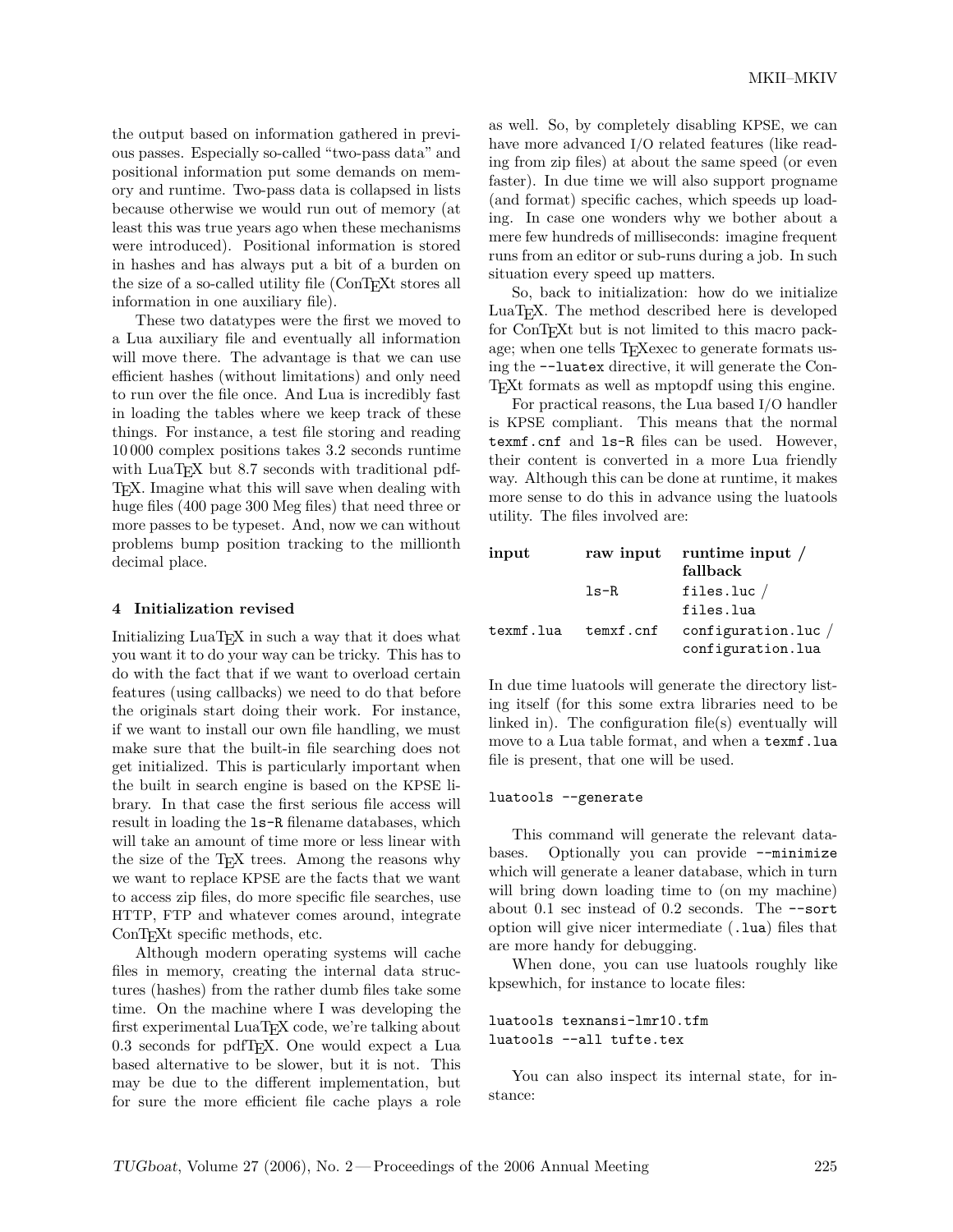the output based on information gathered in previous passes. Especially so-called "two-pass data" and positional information put some demands on memory and runtime. Two-pass data is collapsed in lists because otherwise we would run out of memory (at least this was true years ago when these mechanisms were introduced). Positional information is stored in hashes and has always put a bit of a burden on the size of a so-called utility file (ConTEXt stores all information in one auxiliary file).

These two datatypes were the first we moved to a Lua auxiliary file and eventually all information will move there. The advantage is that we can use efficient hashes (without limitations) and only need to run over the file once. And Lua is incredibly fast in loading the tables where we keep track of these things. For instance, a test file storing and reading 10 000 complex positions takes 3.2 seconds runtime with LuaTEX but 8.7 seconds with traditional pdfTEX. Imagine what this will save when dealing with huge files (400 page 300 Meg files) that need three or more passes to be typeset. And, now we can without problems bump position tracking to the millionth decimal place.

## 4 Initialization revised

Initializing LuaTEX in such a way that it does what you want it to do your way can be tricky. This has to do with the fact that if we want to overload certain features (using callbacks) we need to do that before the originals start doing their work. For instance, if we want to install our own file handling, we must make sure that the built-in file searching does not get initialized. This is particularly important when the built in search engine is based on the KPSE library. In that case the first serious file access will result in loading the `ls-R` filename databases, which will take an amount of time more or less linear with the size of the TEX trees. Among the reasons why we want to replace KPSE are the facts that we want to access zip files, do more specific file searches, use HTTP, FTP and whatever comes around, integrate ConTEXt specific methods, etc.

Although modern operating systems will cache files in memory, creating the internal data structures (hashes) from the rather dumb files take some time. On the machine where I was developing the first experimental LuaTEX code, we're talking about 0.3 seconds for pdfTEX. One would expect a Lua based alternative to be slower, but it is not. This may be due to the different implementation, but for sure the more efficient file cache plays a role as well. So, by completely disabling KPSE, we can have more advanced I/O related features (like reading from zip files) at about the same speed (or even faster). In due time we will also support progname (and format) specific caches, which speeds up loading. In case one wonders why we bother about a mere few hundreds of milliseconds: imagine frequent runs from an editor or sub-runs during a job. In such situation every speed up matters.

So, back to initialization: how do we initialize LuaTEX. The method described here is developed for ConTEXt but is not limited to this macro package; when one tells TEXexec to generate formats using the `--luatex` directive, it will generate the ConTEXt formats as well as mptopdf using this engine.

For practical reasons, the Lua based I/O handler is KPSE compliant. This means that the normal `texmf.cnf` and `ls-R` files can be used. However, their content is converted in a more Lua friendly way. Although this can be done at runtime, it makes more sense to do this in advance using the luatools utility. The files involved are:

| **input** | **raw input** | **runtime input / fallback** |
|---|---|---|
| | `ls-R` | `files.luc` / `files.lua` |
| `texmf.lua` | `temxf.cnf` | `configuration.luc` / `configuration.lua` |

In due time luatools will generate the directory listing itself (for this some extra libraries need to be linked in). The configuration file(s) eventually will move to a Lua table format, and when a `texmf.lua` file is present, that one will be used.

```
luatools --generate
```

This command will generate the relevant databases. Optionally you can provide `--minimize` which will generate a leaner database, which in turn will bring down loading time to (on my machine) about 0.1 sec instead of 0.2 seconds. The `--sort` option will give nicer intermediate (`.lua`) files that are more handy for debugging.

When done, you can use luatools roughly like kpsewhich, for instance to locate files:

```
luatools texnansi-lmr10.tfm
luatools --all tufte.tex
```

You can also inspect its internal state, for instance: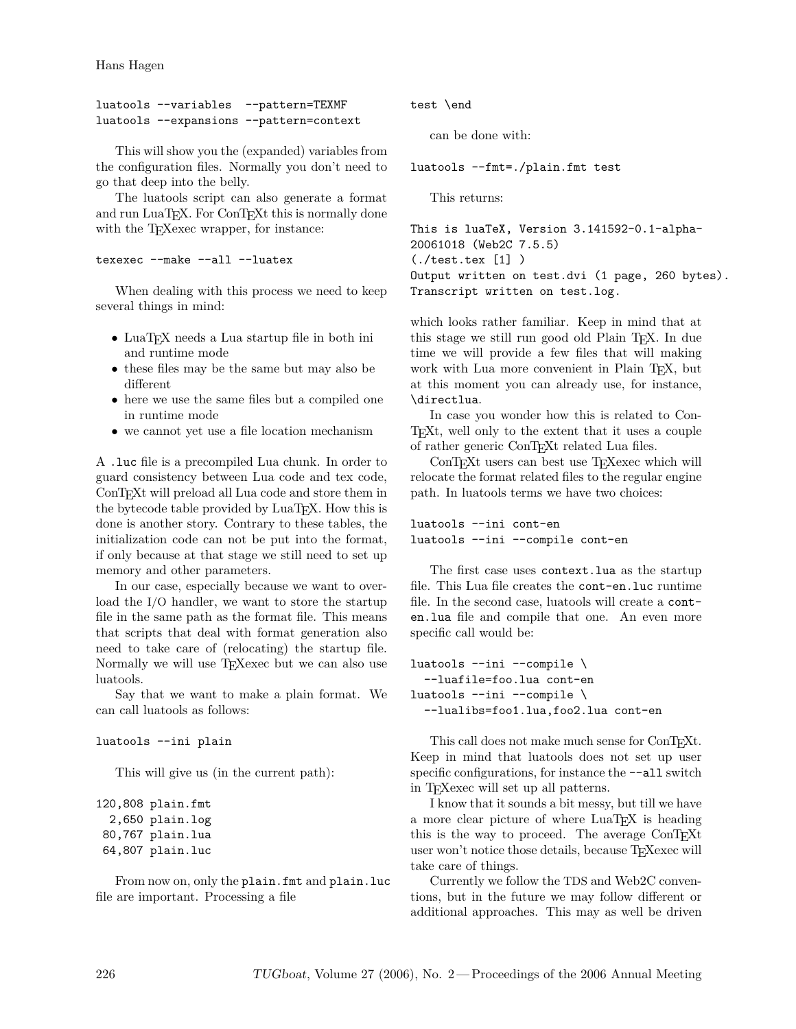```
luatools --variables  --pattern=TEXMF
luatools --expansions --pattern=context
```

This will show you the (expanded) variables from the configuration files. Normally you don't need to go that deep into the belly.

The luatools script can also generate a format and run LuaTEX. For ConTEXt this is normally done with the TEXexec wrapper, for instance:

```
texexec --make --all --luatex
```

When dealing with this process we need to keep several things in mind:

- LuaTEX needs a Lua startup file in both ini and runtime mode
- these files may be the same but may also be different
- here we use the same files but a compiled one in runtime mode
- we cannot yet use a file location mechanism

A `.luc` file is a precompiled Lua chunk. In order to guard consistency between Lua code and tex code, ConTEXt will preload all Lua code and store them in the bytecode table provided by LuaTEX. How this is done is another story. Contrary to these tables, the initialization code can not be put into the format, if only because at that stage we still need to set up memory and other parameters.

In our case, especially because we want to overload the I/O handler, we want to store the startup file in the same path as the format file. This means that scripts that deal with format generation also need to take care of (relocating) the startup file. Normally we will use TEXexec but we can also use luatools.

Say that we want to make a plain format. We can call luatools as follows:

```
luatools --ini plain
```

This will give us (in the current path):

```
120,808 plain.fmt
  2,650 plain.log
 80,767 plain.lua
 64,807 plain.luc
```

From now on, only the `plain.fmt` and `plain.luc` file are important. Processing a file

```
test \end
```

can be done with:

```
luatools --fmt=./plain.fmt test
```

This returns:

```
This is luaTeX, Version 3.141592-0.1-alpha-
20061018 (Web2C 7.5.5)
(./test.tex [1] )
Output written on test.dvi (1 page, 260 bytes).
Transcript written on test.log.
```

which looks rather familiar. Keep in mind that at this stage we still run good old Plain TEX. In due time we will provide a few files that will making work with Lua more convenient in Plain TEX, but at this moment you can already use, for instance, `\directlua`.

In case you wonder how this is related to ConTEXt, well only to the extent that it uses a couple of rather generic ConTEXt related Lua files.

ConTEXt users can best use TEXexec which will relocate the format related files to the regular engine path. In luatools terms we have two choices:

```
luatools --ini cont-en
luatools --ini --compile cont-en
```

The first case uses `context.lua` as the startup file. This Lua file creates the `cont-en.luc` runtime file. In the second case, luatools will create a `cont-en.lua` file and compile that one. An even more specific call would be:

```
luatools --ini --compile \
  --luafile=foo.lua cont-en
luatools --ini --compile \
  --lualibs=foo1.lua,foo2.lua cont-en
```

This call does not make much sense for ConTEXt. Keep in mind that luatools does not set up user specific configurations, for instance the `--all` switch in TEXexec will set up all patterns.

I know that it sounds a bit messy, but till we have a more clear picture of where LuaTEX is heading this is the way to proceed. The average ConTEXt user won't notice those details, because TEXexec will take care of things.

Currently we follow the TDS and Web2C conventions, but in the future we may follow different or additional approaches. This may as well be driven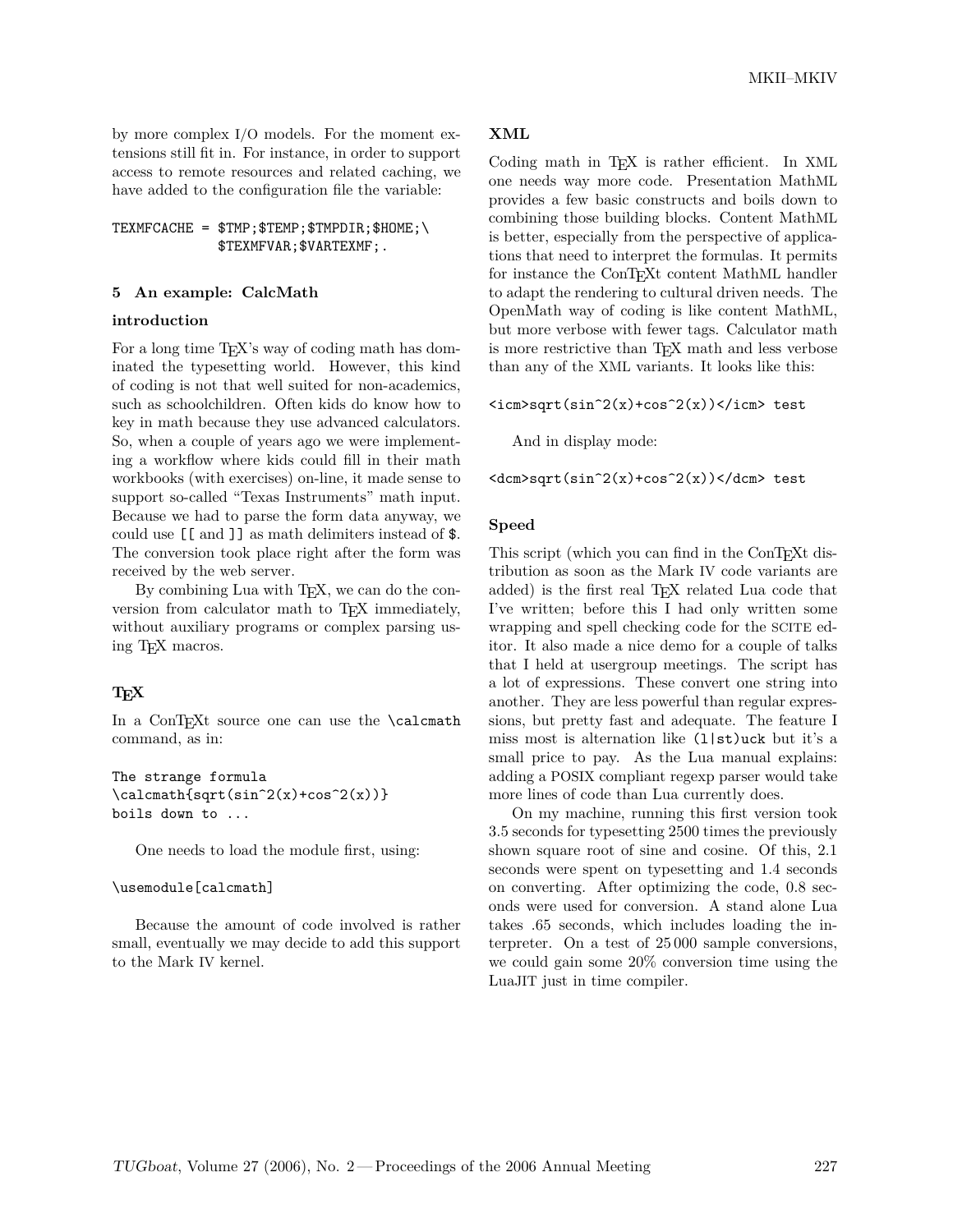by more complex I/O models. For the moment extensions still fit in. For instance, in order to support access to remote resources and related caching, we have added to the configuration file the variable:

```
TEXMFCACHE = $TMP;$TEMP;$TMPDIR;$HOME;\
             $TEXMFVAR;$VARTEXMF;.
```

## 5 An example: CalcMath

### introduction

For a long time TEX's way of coding math has dominated the typesetting world. However, this kind of coding is not that well suited for non-academics, such as schoolchildren. Often kids do know how to key in math because they use advanced calculators. So, when a couple of years ago we were implementing a workflow where kids could fill in their math workbooks (with exercises) on-line, it made sense to support so-called "Texas Instruments" math input. Because we had to parse the form data anyway, we could use `[[` and `]]` as math delimiters instead of `$`. The conversion took place right after the form was received by the web server.

By combining Lua with TEX, we can do the conversion from calculator math to TEX immediately, without auxiliary programs or complex parsing using TEX macros.

### TEX

In a ConTEXt source one can use the `\calcmath` command, as in:

```
The strange formula
\calcmath{sqrt(sin^2(x)+cos^2(x))}
boils down to ...
```

One needs to load the module first, using:

```
\usemodule[calcmath]
```

Because the amount of code involved is rather small, eventually we may decide to add this support to the Mark IV kernel.

### XML

Coding math in TEX is rather efficient. In XML one needs way more code. Presentation MathML provides a few basic constructs and boils down to combining those building blocks. Content MathML is better, especially from the perspective of applications that need to interpret the formulas. It permits for instance the ConTEXt content MathML handler to adapt the rendering to cultural driven needs. The OpenMath way of coding is like content MathML, but more verbose with fewer tags. Calculator math is more restrictive than TEX math and less verbose than any of the XML variants. It looks like this:

```
<icm>sqrt(sin^2(x)+cos^2(x))</icm> test
```

And in display mode:

```
<dcm>sqrt(sin^2(x)+cos^2(x))</dcm> test
```

### Speed

This script (which you can find in the ConTEXt distribution as soon as the Mark IV code variants are added) is the first real TEX related Lua code that I've written; before this I had only written some wrapping and spell checking code for the SCITE editor. It also made a nice demo for a couple of talks that I held at usergroup meetings. The script has a lot of expressions. These convert one string into another. They are less powerful than regular expressions, but pretty fast and adequate. The feature I miss most is alternation like `(l|st)uck` but it's a small price to pay. As the Lua manual explains: adding a POSIX compliant regexp parser would take more lines of code than Lua currently does.

On my machine, running this first version took 3.5 seconds for typesetting 2500 times the previously shown square root of sine and cosine. Of this, 2.1 seconds were spent on typesetting and 1.4 seconds on converting. After optimizing the code, 0.8 seconds were used for conversion. A stand alone Lua takes .65 seconds, which includes loading the interpreter. On a test of 25 000 sample conversions, we could gain some 20% conversion time using the LuaJIT just in time compiler.